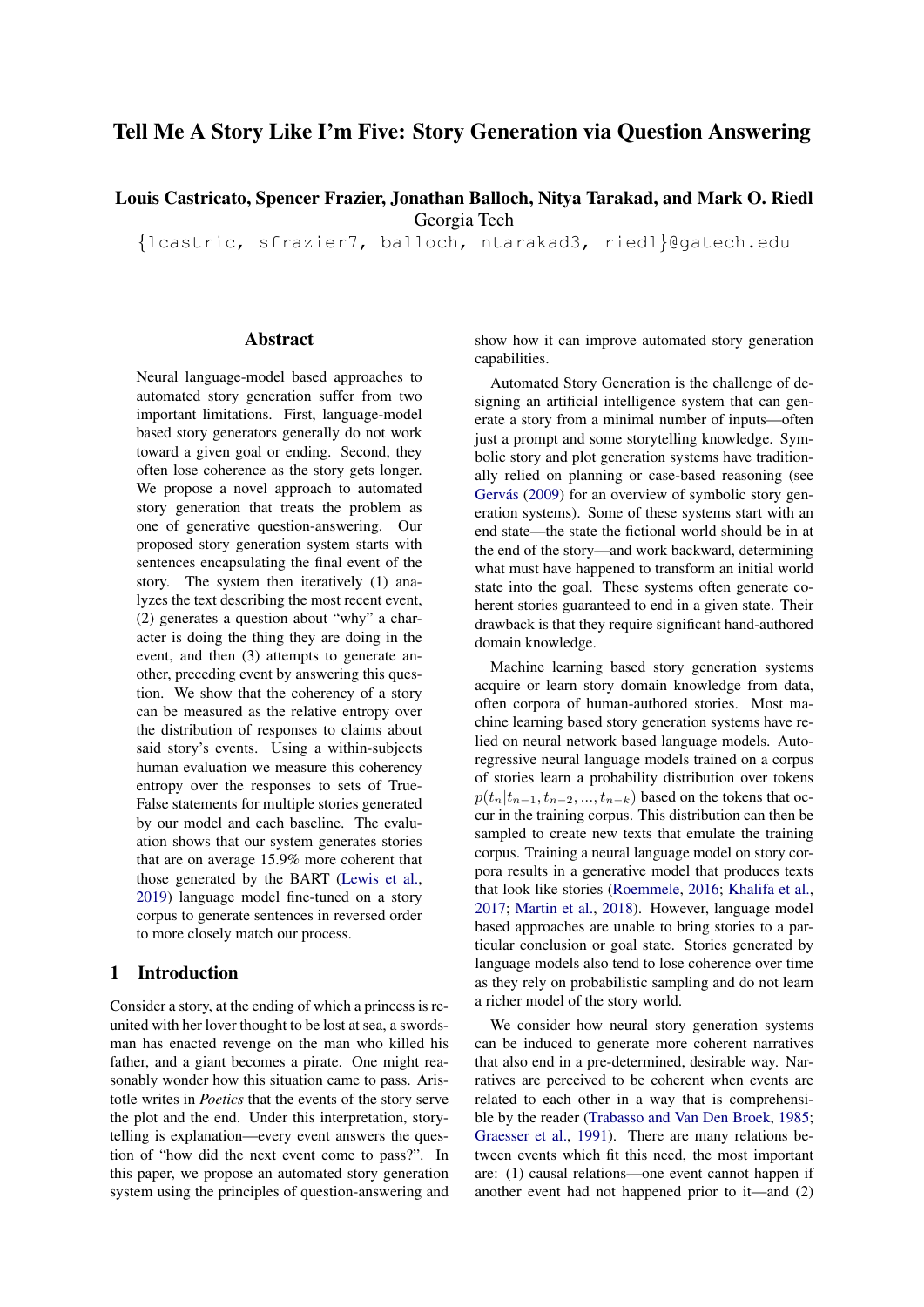# Tell Me A Story Like I'm Five: Story Generation via Question Answering

**Louis Castricato, Spencer Frazier, Jonathan Balloch, Nitya Tarakad, and Mark O. Riedl**
Georgia Tech
{lcastric, sfrazier7, balloch, ntarakad3, riedl}@gatech.edu

## Abstract

Neural language-model based approaches to automated story generation suffer from two important limitations. First, language-model based story generators generally do not work toward a given goal or ending. Second, they often lose coherence as the story gets longer. We propose a novel approach to automated story generation that treats the problem as one of generative question-answering. Our proposed story generation system starts with sentences encapsulating the final event of the story. The system then iteratively (1) analyzes the text describing the most recent event, (2) generates a question about "why" a character is doing the thing they are doing in the event, and then (3) attempts to generate another, preceding event by answering this question. We show that the coherency of a story can be measured as the relative entropy over the distribution of responses to claims about said story's events. Using a within-subjects human evaluation we measure this coherency entropy over the responses to sets of True-False statements for multiple stories generated by our model and each baseline. The evaluation shows that our system generates stories that are on average 15.9% more coherent that those generated by the BART (Lewis et al., 2019) language model fine-tuned on a story corpus to generate sentences in reversed order to more closely match our process.

## 1 Introduction

Consider a story, at the ending of which a princess is reunited with her lover thought to be lost at sea, a swordsman has enacted revenge on the man who killed his father, and a giant becomes a pirate. One might reasonably wonder how this situation came to pass. Aristotle writes in *Poetics* that the events of the story serve the plot and the end. Under this interpretation, storytelling is explanation—every event answers the question of "how did the next event come to pass?". In this paper, we propose an automated story generation system using the principles of question-answering and show how it can improve automated story generation capabilities.

Automated Story Generation is the challenge of designing an artificial intelligence system that can generate a story from a minimal number of inputs—often just a prompt and some storytelling knowledge. Symbolic story and plot generation systems have traditionally relied on planning or case-based reasoning (see Gervás (2009) for an overview of symbolic story generation systems). Some of these systems start with an end state—the state the fictional world should be in at the end of the story—and work backward, determining what must have happened to transform an initial world state into the goal. These systems often generate coherent stories guaranteed to end in a given state. Their drawback is that they require significant hand-authored domain knowledge.

Machine learning based story generation systems acquire or learn story domain knowledge from data, often corpora of human-authored stories. Most machine learning based story generation systems have relied on neural network based language models. Autoregressive neural language models trained on a corpus of stories learn a probability distribution over tokens $p(t_n|t_{n-1}, t_{n-2}, ..., t_{n-k})$ based on the tokens that occur in the training corpus. This distribution can then be sampled to create new texts that emulate the training corpus. Training a neural language model on story corpora results in a generative model that produces texts that look like stories (Roemmele, 2016; Khalifa et al., 2017; Martin et al., 2018). However, language model based approaches are unable to bring stories to a particular conclusion or goal state. Stories generated by language models also tend to lose coherence over time as they rely on probabilistic sampling and do not learn a richer model of the story world.

We consider how neural story generation systems can be induced to generate more coherent narratives that also end in a pre-determined, desirable way. Narratives are perceived to be coherent when events are related to each other in a way that is comprehensible by the reader (Trabasso and Van Den Broek, 1985; Graesser et al., 1991). There are many relations between events which fit this need, the most important are: (1) causal relations—one event cannot happen if another event had not happened prior to it—and (2)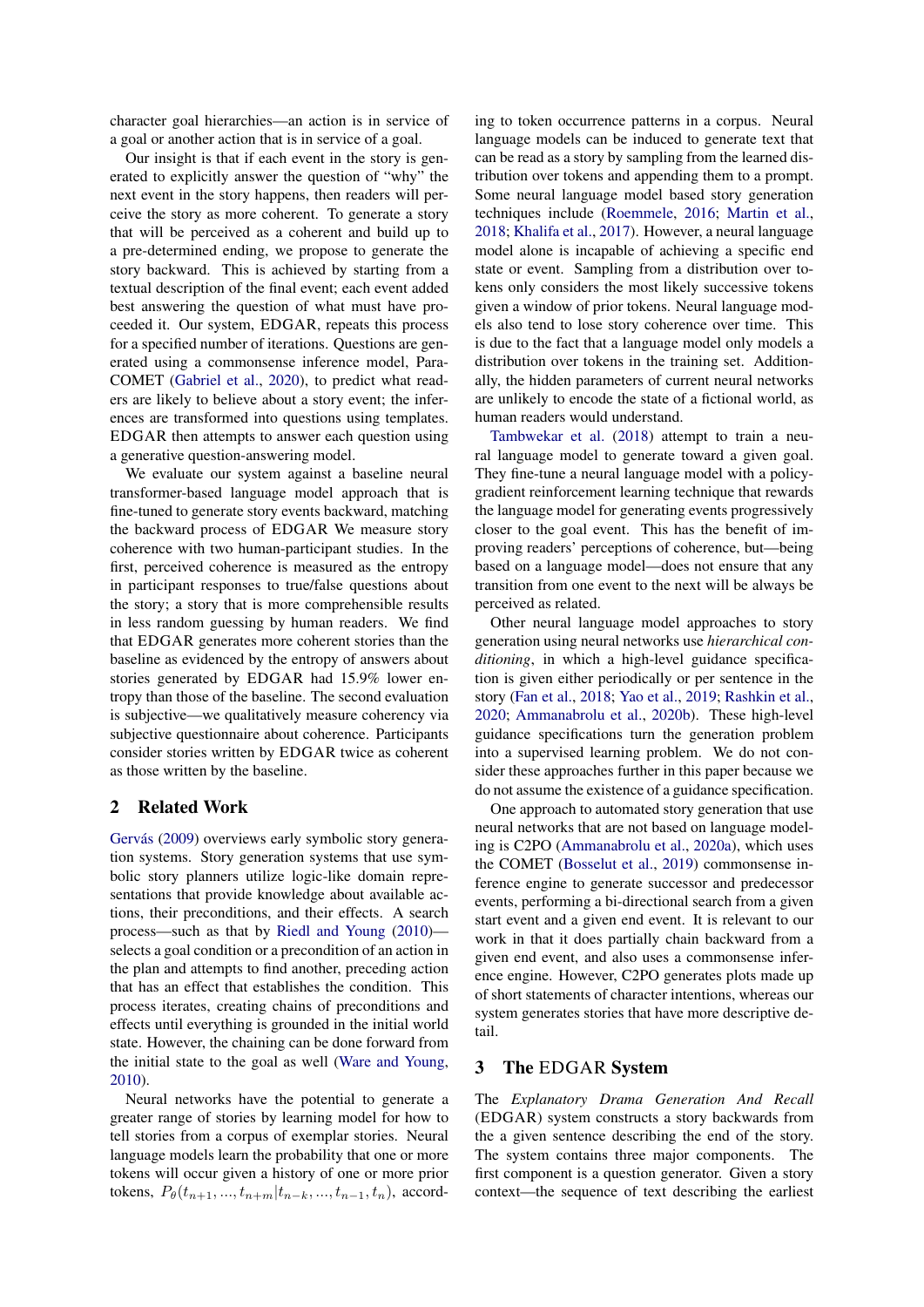character goal hierarchies—an action is in service of a goal or another action that is in service of a goal.

Our insight is that if each event in the story is generated to explicitly answer the question of "why" the next event in the story happens, then readers will perceive the story as more coherent. To generate a story that will be perceived as a coherent and build up to a pre-determined ending, we propose to generate the story backward. This is achieved by starting from a textual description of the final event; each event added best answering the question of what must have proceeded it. Our system, EDGAR, repeats this process for a specified number of iterations. Questions are generated using a commonsense inference model, Para-COMET (Gabriel et al., 2020), to predict what readers are likely to believe about a story event; the inferences are transformed into questions using templates. EDGAR then attempts to answer each question using a generative question-answering model.

We evaluate our system against a baseline neural transformer-based language model approach that is fine-tuned to generate story events backward, matching the backward process of EDGAR We measure story coherence with two human-participant studies. In the first, perceived coherence is measured as the entropy in participant responses to true/false questions about the story; a story that is more comprehensible results in less random guessing by human readers. We find that EDGAR generates more coherent stories than the baseline as evidenced by the entropy of answers about stories generated by EDGAR had 15.9% lower entropy than those of the baseline. The second evaluation is subjective—we qualitatively measure coherency via subjective questionnaire about coherence. Participants consider stories written by EDGAR twice as coherent as those written by the baseline.

## 2 Related Work

Gervás (2009) overviews early symbolic story generation systems. Story generation systems that use symbolic story planners utilize logic-like domain representations that provide knowledge about available actions, their preconditions, and their effects. A search process—such as that by Riedl and Young (2010)—selects a goal condition or a precondition of an action in the plan and attempts to find another, preceding action that has an effect that establishes the condition. This process iterates, creating chains of preconditions and effects until everything is grounded in the initial world state. However, the chaining can be done forward from the initial state to the goal as well (Ware and Young, 2010).

Neural networks have the potential to generate a greater range of stories by learning model for how to tell stories from a corpus of exemplar stories. Neural language models learn the probability that one or more tokens will occur given a history of one or more prior tokens, $P_\theta(t_{n+1}, ..., t_{n+m}|t_{n-k}, ..., t_{n-1}, t_n)$, according to token occurrence patterns in a corpus. Neural language models can be induced to generate text that can be read as a story by sampling from the learned distribution over tokens and appending them to a prompt. Some neural language model based story generation techniques include (Roemmele, 2016; Martin et al., 2018; Khalifa et al., 2017). However, a neural language model alone is incapable of achieving a specific end state or event. Sampling from a distribution over tokens only considers the most likely successive tokens given a window of prior tokens. Neural language models also tend to lose story coherence over time. This is due to the fact that a language model only models a distribution over tokens in the training set. Additionally, the hidden parameters of current neural networks are unlikely to encode the state of a fictional world, as human readers would understand.

Tambwekar et al. (2018) attempt to train a neural language model to generate toward a given goal. They fine-tune a neural language model with a policy-gradient reinforcement learning technique that rewards the language model for generating events progressively closer to the goal event. This has the benefit of improving readers' perceptions of coherence, but—being based on a language model—does not ensure that any transition from one event to the next will be always be perceived as related.

Other neural language model approaches to story generation using neural networks use *hierarchical conditioning*, in which a high-level guidance specification is given either periodically or per sentence in the story (Fan et al., 2018; Yao et al., 2019; Rashkin et al., 2020; Ammanabrolu et al., 2020b). These high-level guidance specifications turn the generation problem into a supervised learning problem. We do not consider these approaches further in this paper because we do not assume the existence of a guidance specification.

One approach to automated story generation that use neural networks that are not based on language modeling is C2PO (Ammanabrolu et al., 2020a), which uses the COMET (Bosselut et al., 2019) commonsense inference engine to generate successor and predecessor events, performing a bi-directional search from a given start event and a given end event. It is relevant to our work in that it does partially chain backward from a given end event, and also uses a commonsense inference engine. However, C2PO generates plots made up of short statements of character intentions, whereas our system generates stories that have more descriptive detail.

## 3 The EDGAR System

The *Explanatory Drama Generation And Recall* (EDGAR) system constructs a story backwards from the a given sentence describing the end of the story. The system contains three major components. The first component is a question generator. Given a story context—the sequence of text describing the earliest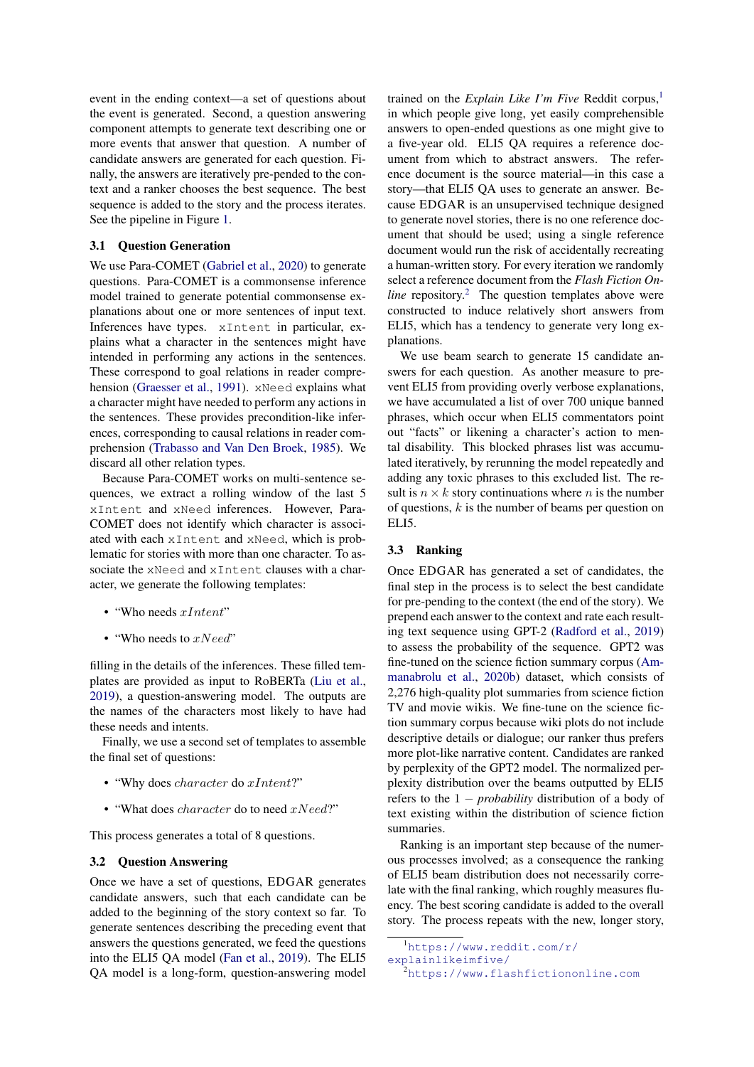event in the ending context—a set of questions about the event is generated. Second, a question answering component attempts to generate text describing one or more events that answer that question. A number of candidate answers are generated for each question. Finally, the answers are iteratively pre-pended to the context and a ranker chooses the best sequence. The best sequence is added to the story and the process iterates. See the pipeline in Figure 1.

### 3.1 Question Generation

We use Para-COMET (Gabriel et al., 2020) to generate questions. Para-COMET is a commonsense inference model trained to generate potential commonsense explanations about one or more sentences of input text. Inferences have types. `xIntent` in particular, explains what a character in the sentences might have intended in performing any actions in the sentences. These correspond to goal relations in reader comprehension (Graesser et al., 1991). `xNeed` explains what a character might have needed to perform any actions in the sentences. These provides precondition-like inferences, corresponding to causal relations in reader comprehension (Trabasso and Van Den Broek, 1985). We discard all other relation types.

Because Para-COMET works on multi-sentence sequences, we extract a rolling window of the last 5 `xIntent` and `xNeed` inferences. However, Para-COMET does not identify which character is associated with each `xIntent` and `xNeed`, which is problematic for stories with more than one character. To associate the `xNeed` and `xIntent` clauses with a character, we generate the following templates:

- "Who needs $xIntent$"
- "Who needs to $xNeed$"

filling in the details of the inferences. These filled templates are provided as input to RoBERTa (Liu et al., 2019), a question-answering model. The outputs are the names of the characters most likely to have had these needs and intents.

Finally, we use a second set of templates to assemble the final set of questions:

- "Why does $character$ do $xIntent$?"
- "What does $character$ do to need $xNeed$?"

This process generates a total of 8 questions.

### 3.2 Question Answering

Once we have a set of questions, EDGAR generates candidate answers, such that each candidate can be added to the beginning of the story context so far. To generate sentences describing the preceding event that answers the questions generated, we feed the questions into the ELI5 QA model (Fan et al., 2019). The ELI5 QA model is a long-form, question-answering model trained on the *Explain Like I'm Five* Reddit corpus,[1] in which people give long, yet easily comprehensible answers to open-ended questions as one might give to a five-year old. ELI5 QA requires a reference document from which to abstract answers. The reference document is the source material—in this case a story—that ELI5 QA uses to generate an answer. Because EDGAR is an unsupervised technique designed to generate novel stories, there is no one reference document that should be used; using a single reference document would run the risk of accidentally recreating a human-written story. For every iteration we randomly select a reference document from the *Flash Fiction Online* repository.[2] The question templates above were constructed to induce relatively short answers from ELI5, which has a tendency to generate very long explanations.

We use beam search to generate 15 candidate answers for each question. As another measure to prevent ELI5 from providing overly verbose explanations, we have accumulated a list of over 700 unique banned phrases, which occur when ELI5 commentators point out "facts" or likening a character's action to mental disability. This blocked phrases list was accumulated iteratively, by rerunning the model repeatedly and adding any toxic phrases to this excluded list. The result is $n \times k$ story continuations where $n$ is the number of questions, $k$ is the number of beams per question on ELI5.

### 3.3 Ranking

Once EDGAR has generated a set of candidates, the final step in the process is to select the best candidate for pre-pending to the context (the end of the story). We prepend each answer to the context and rate each resulting text sequence using GPT-2 (Radford et al., 2019) to assess the probability of the sequence. GPT2 was fine-tuned on the science fiction summary corpus (Ammanabrolu et al., 2020b) dataset, which consists of 2,276 high-quality plot summaries from science fiction TV and movie wikis. We fine-tune on the science fiction summary corpus because wiki plots do not include descriptive details or dialogue; our ranker thus prefers more plot-like narrative content. Candidates are ranked by perplexity of the GPT2 model. The normalized perplexity distribution over the beams outputted by ELI5 refers to the $1 - \textit{probability}$ distribution of a body of text existing within the distribution of science fiction summaries.

Ranking is an important step because of the numerous processes involved; as a consequence the ranking of ELI5 beam distribution does not necessarily correlate with the final ranking, which roughly measures fluency. The best scoring candidate is added to the overall story. The process repeats with the new, longer story,

[1] https://www.reddit.com/r/explainlikeimfive/

[2] https://www.flashfictiononline.com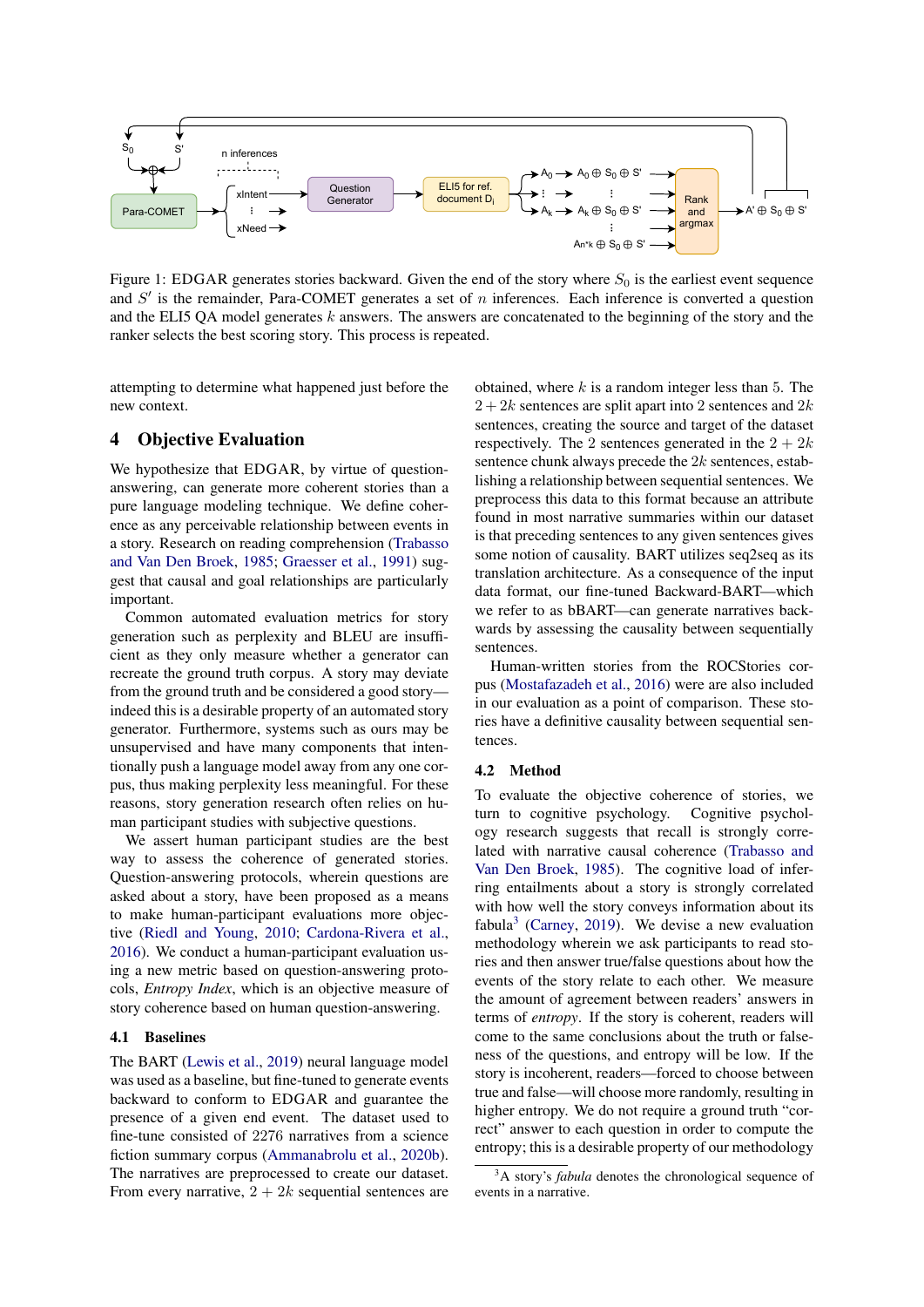Figure 1: EDGAR generates stories backward. Given the end of the story where $S_0$ is the earliest event sequence and $S'$ is the remainder, Para-COMET generates a set of $n$ inferences. Each inference is converted a question and the ELI5 QA model generates $k$ answers. The answers are concatenated to the beginning of the story and the ranker selects the best scoring story. This process is repeated.

attempting to determine what happened just before the new context.

## 4 Objective Evaluation

We hypothesize that EDGAR, by virtue of question-answering, can generate more coherent stories than a pure language modeling technique. We define coherence as any perceivable relationship between events in a story. Research on reading comprehension (Trabasso and Van Den Broek, 1985; Graesser et al., 1991) suggest that causal and goal relationships are particularly important.

Common automated evaluation metrics for story generation such as perplexity and BLEU are insufficient as they only measure whether a generator can recreate the ground truth corpus. A story may deviate from the ground truth and be considered a good story—indeed this is a desirable property of an automated story generator. Furthermore, systems such as ours may be unsupervised and have many components that intentionally push a language model away from any one corpus, thus making perplexity less meaningful. For these reasons, story generation research often relies on human participant studies with subjective questions.

We assert human participant studies are the best way to assess the coherence of generated stories. Question-answering protocols, wherein questions are asked about a story, have been proposed as a means to make human-participant evaluations more objective (Riedl and Young, 2010; Cardona-Rivera et al., 2016). We conduct a human-participant evaluation using a new metric based on question-answering protocols, *Entropy Index*, which is an objective measure of story coherence based on human question-answering.

### 4.1 Baselines

The BART (Lewis et al., 2019) neural language model was used as a baseline, but fine-tuned to generate events backward to conform to EDGAR and guarantee the presence of a given end event. The dataset used to fine-tune consisted of 2276 narratives from a science fiction summary corpus (Ammanabrolu et al., 2020b). The narratives are preprocessed to create our dataset. From every narrative, $2 + 2k$ sequential sentences are obtained, where $k$ is a random integer less than 5. The $2 + 2k$ sentences are split apart into 2 sentences and $2k$ sentences, creating the source and target of the dataset respectively. The 2 sentences generated in the $2 + 2k$ sentence chunk always precede the $2k$ sentences, establishing a relationship between sequential sentences. We preprocess this data to this format because an attribute found in most narrative summaries within our dataset is that preceding sentences to any given sentences gives some notion of causality. BART utilizes seq2seq as its translation architecture. As a consequence of the input data format, our fine-tuned Backward-BART—which we refer to as bBART—can generate narratives backwards by assessing the causality between sequentially sentences.

Human-written stories from the ROCStories corpus (Mostafazadeh et al., 2016) were are also included in our evaluation as a point of comparison. These stories have a definitive causality between sequential sentences.

### 4.2 Method

To evaluate the objective coherence of stories, we turn to cognitive psychology. Cognitive psychology research suggests that recall is strongly correlated with narrative causal coherence (Trabasso and Van Den Broek, 1985). The cognitive load of inferring entailments about a story is strongly correlated with how well the story conveys information about its fabula[3] (Carney, 2019). We devise a new evaluation methodology wherein we ask participants to read stories and then answer true/false questions about how the events of the story relate to each other. We measure the amount of agreement between readers' answers in terms of *entropy*. If the story is coherent, readers will come to the same conclusions about the truth or falseness of the questions, and entropy will be low. If the story is incoherent, readers—forced to choose between true and false—will choose more randomly, resulting in higher entropy. We do not require a ground truth "correct" answer to each question in order to compute the entropy; this is a desirable property of our methodology

[3] A story's *fabula* denotes the chronological sequence of events in a narrative.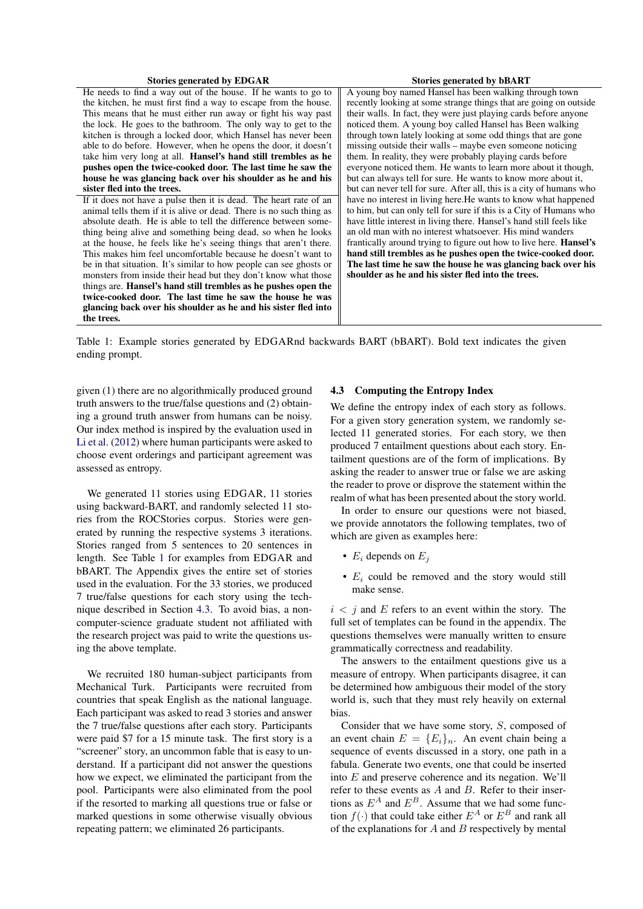| Stories generated by EDGAR | Stories generated by bBART |
|---|---|
| He needs to find a way out of the house. If he wants to go to the kitchen, he must first find a way to escape from the house. This means that he must either run away or fight his way past the lock. He goes to the bathroom. The only way to get to the kitchen is through a locked door, which Hansel has never been able to do before. However, when he opens the door, it doesn't take him very long at all. **Hansel's hand still trembles as he pushes open the twice-cooked door. The last time he saw the house he was glancing back over his shoulder as he and his sister fled into the trees.** | A young boy named Hansel has been walking through town recently looking at some strange things that are going on outside their walls. In fact, they were just playing cards before anyone noticed them. A young boy called Hansel has Been walking through town lately looking at some odd things that are gone missing outside their walls – maybe even someone noticing them. In reality, they were probably playing cards before everyone noticed them. He wants to learn more about it though, but can always tell for sure. He wants to know more about it, but can never tell for sure. After all, this is a city of humans who have no interest in living here.He wants to know what happened to him, but can only tell for sure if this is a City of Humans who have little interest in living there. Hansel's hand still feels like an old man with no interest whatsoever. His mind wanders frantically around trying to figure out how to live here. **Hansel's hand still trembles as he pushes open the twice-cooked door. The last time he saw the house he was glancing back over his shoulder as he and his sister fled into the trees.** |
| If it does not have a pulse then it is dead. The heart rate of an animal tells them if it is alive or dead. There is no such thing as absolute death. He is able to tell the difference between something being alive and something being dead, so when he looks at the house, he feels like he's seeing things that aren't there. This makes him feel uncomfortable because he doesn't want to be in that situation. It's similar to how people can see ghosts or monsters from inside their head but they don't know what those things are. **Hansel's hand still trembles as he pushes open the twice-cooked door. The last time he saw the house he was glancing back over his shoulder as he and his sister fled into the trees.** | |

Table 1: Example stories generated by EDGARnd backwards BART (bBART). Bold text indicates the given ending prompt.

given (1) there are no algorithmically produced ground truth answers to the true/false questions and (2) obtaining a ground truth answer from humans can be noisy. Our index method is inspired by the evaluation used in Li et al. (2012) where human participants were asked to choose event orderings and participant agreement was assessed as entropy.

We generated 11 stories using EDGAR, 11 stories using backward-BART, and randomly selected 11 stories from the ROCStories corpus. Stories were generated by running the respective systems 3 iterations. Stories ranged from 5 sentences to 20 sentences in length. See Table 1 for examples from EDGAR and bBART. The Appendix gives the entire set of stories used in the evaluation. For the 33 stories, we produced 7 true/false questions for each story using the technique described in Section 4.3. To avoid bias, a non-computer-science graduate student not affiliated with the research project was paid to write the questions using the above template.

We recruited 180 human-subject participants from Mechanical Turk. Participants were recruited from countries that speak English as the national language. Each participant was asked to read 3 stories and answer the 7 true/false questions after each story. Participants were paid $7 for a 15 minute task. The first story is a "screener" story, an uncommon fable that is easy to understand. If a participant did not answer the questions how we expect, we eliminated the participant from the pool. Participants were also eliminated from the pool if the resorted to marking all questions true or false or marked questions in some otherwise visually obvious repeating pattern; we eliminated 26 participants.

### 4.3 Computing the Entropy Index

We define the entropy index of each story as follows. For a given story generation system, we randomly selected 11 generated stories. For each story, we then produced 7 entailment questions about each story. Entailment questions are of the form of implications. By asking the reader to answer true or false we are asking the reader to prove or disprove the statement within the realm of what has been presented about the story world.

In order to ensure our questions were not biased, we provide annotators the following templates, two of which are given as examples here:

- $E_i$ depends on $E_j$
- $E_i$ could be removed and the story would still make sense.

$i < j$ and $E$ refers to an event within the story. The full set of templates can be found in the appendix. The questions themselves were manually written to ensure grammatically correctness and readability.

The answers to the entailment questions give us a measure of entropy. When participants disagree, it can be determined how ambiguous their model of the story world is, such that they must rely heavily on external bias.

Consider that we have some story, $S$, composed of an event chain $E = \{E_i\}_n$. An event chain being a sequence of events discussed in a story, one path in a fabula. Generate two events, one that could be inserted into $E$ and preserve coherence and its negation. We'll refer to these events as $A$ and $B$. Refer to their insertions as $E^A$ and $E^B$. Assume that we had some function $f(\cdot)$ that could take either $E^A$ or $E^B$ and rank all of the explanations for $A$ and $B$ respectively by mental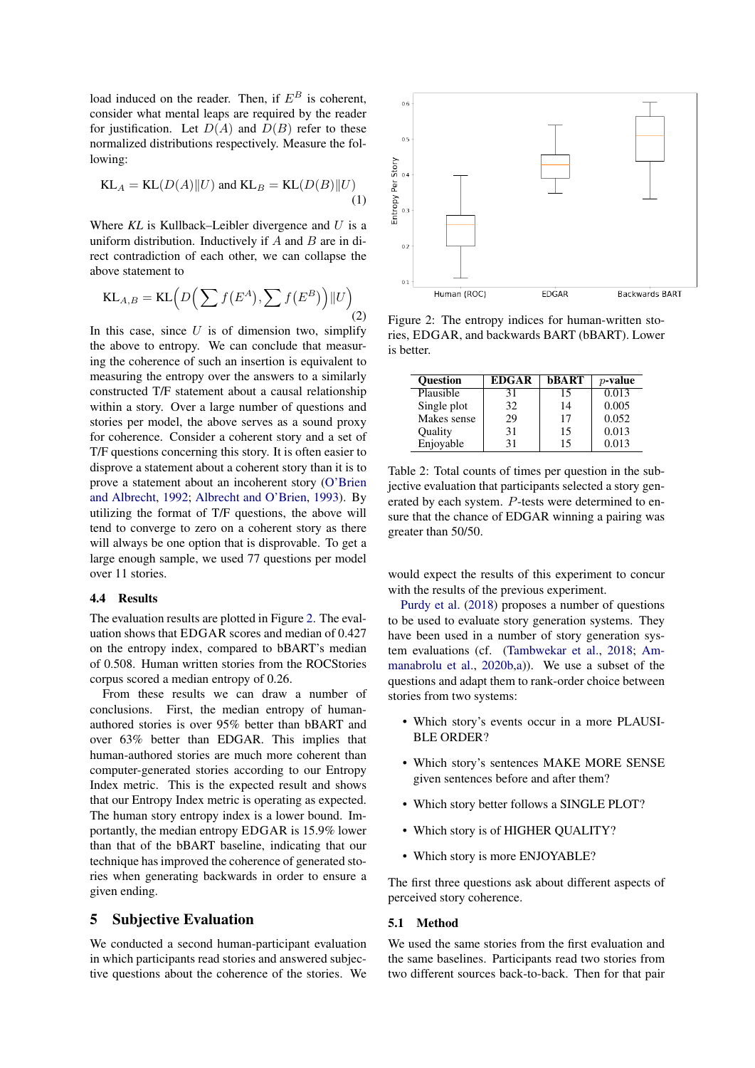load induced on the reader. Then, if $E^B$ is coherent, consider what mental leaps are required by the reader for justification. Let $D(A)$ and $D(B)$ refer to these normalized distributions respectively. Measure the following:

$$\text{KL}_A = \text{KL}(D(A)\|U) \text{ and } \text{KL}_B = \text{KL}(D(B)\|U) \quad (1)$$

Where *KL* is Kullback–Leibler divergence and $U$ is a uniform distribution. Inductively if $A$ and $B$ are in direct contradiction of each other, we can collapse the above statement to

$$\text{KL}_{A,B} = \text{KL}\Big(D\Big(\sum f(E^A), \sum f(E^B)\Big)\|U\Big) \quad (2)$$

In this case, since $U$ is of dimension two, simplify the above to entropy. We can conclude that measuring the coherence of such an insertion is equivalent to measuring the entropy over the answers to a similarly constructed T/F statement about a causal relationship within a story. Over a large number of questions and stories per model, the above serves as a sound proxy for coherence. Consider a coherent story and a set of T/F questions concerning this story. It is often easier to disprove a statement about a coherent story than it is to prove a statement about an incoherent story (O'Brien and Albrecht, 1992; Albrecht and O'Brien, 1993). By utilizing the format of T/F questions, the above will tend to converge to zero on a coherent story as there will always be one option that is disprovable. To get a large enough sample, we used 77 questions per model over 11 stories.

### 4.4 Results

The evaluation results are plotted in Figure 2. The evaluation shows that EDGAR scores and median of 0.427 on the entropy index, compared to bBART's median of 0.508. Human written stories from the ROCStories corpus scored a median entropy of 0.26.

From these results we can draw a number of conclusions. First, the median entropy of human-authored stories is over 95% better than bBART and over 63% better than EDGAR. This implies that human-authored stories are much more coherent than computer-generated stories according to our Entropy Index metric. This is the expected result and shows that our Entropy Index metric is operating as expected. The human story entropy index is a lower bound. Importantly, the median entropy EDGAR is 15.9% lower than that of the bBART baseline, indicating that our technique has improved the coherence of generated stories when generating backwards in order to ensure a given ending.

Figure 2: The entropy indices for human-written stories, EDGAR, and backwards BART (bBART). Lower is better.

| Question | EDGAR | bBART | $p$-value |
|---|---|---|---|
| Plausible | 31 | 15 | 0.013 |
| Single plot | 32 | 14 | 0.005 |
| Makes sense | 29 | 17 | 0.052 |
| Quality | 31 | 15 | 0.013 |
| Enjoyable | 31 | 15 | 0.013 |

Table 2: Total counts of times per question in the subjective evaluation that participants selected a story generated by each system. $P$-tests were determined to ensure that the chance of EDGAR winning a pairing was greater than 50/50.

## 5 Subjective Evaluation

We conducted a second human-participant evaluation in which participants read stories and answered subjective questions about the coherence of the stories. We would expect the results of this experiment to concur with the results of the previous experiment.

Purdy et al. (2018) proposes a number of questions to be used to evaluate story generation systems. They have been used in a number of story generation system evaluations (cf. (Tambwekar et al., 2018; Ammanabrolu et al., 2020b,a)). We use a subset of the questions and adapt them to rank-order choice between stories from two systems:

- Which story's events occur in a more PLAUSIBLE ORDER?
- Which story's sentences MAKE MORE SENSE given sentences before and after them?
- Which story better follows a SINGLE PLOT?
- Which story is of HIGHER QUALITY?
- Which story is more ENJOYABLE?

The first three questions ask about different aspects of perceived story coherence.

### 5.1 Method

We used the same stories from the first evaluation and the same baselines. Participants read two stories from two different sources back-to-back. Then for that pair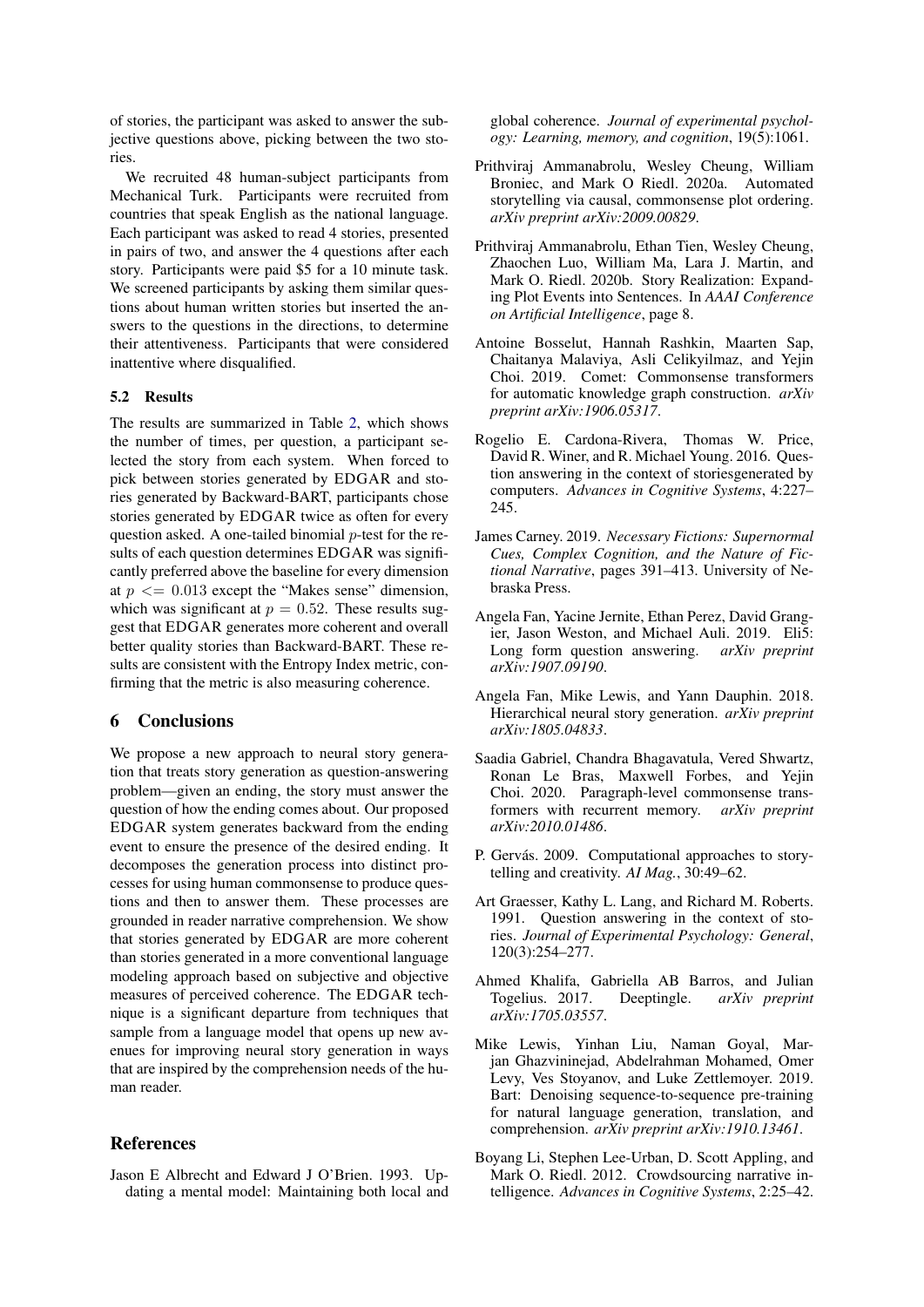of stories, the participant was asked to answer the subjective questions above, picking between the two stories.

We recruited 48 human-subject participants from Mechanical Turk. Participants were recruited from countries that speak English as the national language. Each participant was asked to read 4 stories, presented in pairs of two, and answer the 4 questions after each story. Participants were paid $5 for a 10 minute task. We screened participants by asking them similar questions about human written stories but inserted the answers to the questions in the directions, to determine their attentiveness. Participants that were considered inattentive where disqualified.

### 5.2 Results

The results are summarized in Table 2, which shows the number of times, per question, a participant selected the story from each system. When forced to pick between stories generated by EDGAR and stories generated by Backward-BART, participants chose stories generated by EDGAR twice as often for every question asked. A one-tailed binomial $p$-test for the results of each question determines EDGAR was significantly preferred above the baseline for every dimension at $p <= 0.013$ except the "Makes sense" dimension, which was significant at $p = 0.52$. These results suggest that EDGAR generates more coherent and overall better quality stories than Backward-BART. These results are consistent with the Entropy Index metric, confirming that the metric is also measuring coherence.

## 6 Conclusions

We propose a new approach to neural story generation that treats story generation as question-answering problem—given an ending, the story must answer the question of how the ending comes about. Our proposed EDGAR system generates backward from the ending event to ensure the presence of the desired ending. It decomposes the generation process into distinct processes for using human commonsense to produce questions and then to answer them. These processes are grounded in reader narrative comprehension. We show that stories generated by EDGAR are more coherent than stories generated in a more conventional language modeling approach based on subjective and objective measures of perceived coherence. The EDGAR technique is a significant departure from techniques that sample from a language model that opens up new avenues for improving neural story generation in ways that are inspired by the comprehension needs of the human reader.

## References

Jason E Albrecht and Edward J O'Brien. 1993. Updating a mental model: Maintaining both local and global coherence. *Journal of experimental psychology: Learning, memory, and cognition*, 19(5):1061.

Prithviraj Ammanabrolu, Wesley Cheung, William Broniec, and Mark O Riedl. 2020a. Automated storytelling via causal, commonsense plot ordering. *arXiv preprint arXiv:2009.00829*.

Prithviraj Ammanabrolu, Ethan Tien, Wesley Cheung, Zhaochen Luo, William Ma, Lara J. Martin, and Mark O. Riedl. 2020b. Story Realization: Expanding Plot Events into Sentences. In *AAAI Conference on Artificial Intelligence*, page 8.

Antoine Bosselut, Hannah Rashkin, Maarten Sap, Chaitanya Malaviya, Asli Celikyilmaz, and Yejin Choi. 2019. Comet: Commonsense transformers for automatic knowledge graph construction. *arXiv preprint arXiv:1906.05317*.

Rogelio E. Cardona-Rivera, Thomas W. Price, David R. Winer, and R. Michael Young. 2016. Question answering in the context of storiesgenerated by computers. *Advances in Cognitive Systems*, 4:227–245.

James Carney. 2019. *Necessary Fictions: Supernormal Cues, Complex Cognition, and the Nature of Fictional Narrative*, pages 391–413. University of Nebraska Press.

Angela Fan, Yacine Jernite, Ethan Perez, David Grangier, Jason Weston, and Michael Auli. 2019. Eli5: Long form question answering. *arXiv preprint arXiv:1907.09190*.

Angela Fan, Mike Lewis, and Yann Dauphin. 2018. Hierarchical neural story generation. *arXiv preprint arXiv:1805.04833*.

Saadia Gabriel, Chandra Bhagavatula, Vered Shwartz, Ronan Le Bras, Maxwell Forbes, and Yejin Choi. 2020. Paragraph-level commonsense transformers with recurrent memory. *arXiv preprint arXiv:2010.01486*.

P. Gervás. 2009. Computational approaches to storytelling and creativity. *AI Mag.*, 30:49–62.

Art Graesser, Kathy L. Lang, and Richard M. Roberts. 1991. Question answering in the context of stories. *Journal of Experimental Psychology: General*, 120(3):254–277.

Ahmed Khalifa, Gabriella AB Barros, and Julian Togelius. 2017. Deeptingle. *arXiv preprint arXiv:1705.03557*.

Mike Lewis, Yinhan Liu, Naman Goyal, Marjan Ghazvininejad, Abdelrahman Mohamed, Omer Levy, Ves Stoyanov, and Luke Zettlemoyer. 2019. Bart: Denoising sequence-to-sequence pre-training for natural language generation, translation, and comprehension. *arXiv preprint arXiv:1910.13461*.

Boyang Li, Stephen Lee-Urban, D. Scott Appling, and Mark O. Riedl. 2012. Crowdsourcing narrative intelligence. *Advances in Cognitive Systems*, 2:25–42.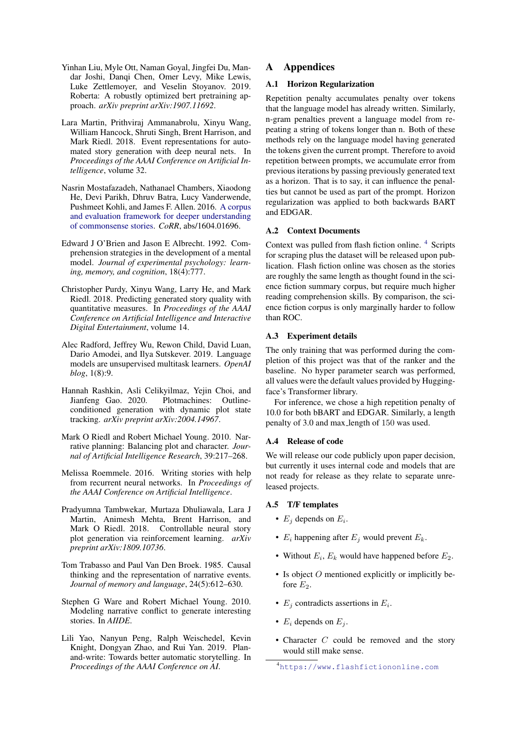Yinhan Liu, Myle Ott, Naman Goyal, Jingfei Du, Mandar Joshi, Danqi Chen, Omer Levy, Mike Lewis, Luke Zettlemoyer, and Veselin Stoyanov. 2019. Roberta: A robustly optimized bert pretraining approach. *arXiv preprint arXiv:1907.11692*.

Lara Martin, Prithviraj Ammanabrolu, Xinyu Wang, William Hancock, Shruti Singh, Brent Harrison, and Mark Riedl. 2018. Event representations for automated story generation with deep neural nets. In *Proceedings of the AAAI Conference on Artificial Intelligence*, volume 32.

Nasrin Mostafazadeh, Nathanael Chambers, Xiaodong He, Devi Parikh, Dhruv Batra, Lucy Vanderwende, Pushmeet Kohli, and James F. Allen. 2016. A corpus and evaluation framework for deeper understanding of commonsense stories. *CoRR*, abs/1604.01696.

Edward J O'Brien and Jason E Albrecht. 1992. Comprehension strategies in the development of a mental model. *Journal of experimental psychology: learning, memory, and cognition*, 18(4):777.

Christopher Purdy, Xinyu Wang, Larry He, and Mark Riedl. 2018. Predicting generated story quality with quantitative measures. In *Proceedings of the AAAI Conference on Artificial Intelligence and Interactive Digital Entertainment*, volume 14.

Alec Radford, Jeffrey Wu, Rewon Child, David Luan, Dario Amodei, and Ilya Sutskever. 2019. Language models are unsupervised multitask learners. *OpenAI blog*, 1(8):9.

Hannah Rashkin, Asli Celikyilmaz, Yejin Choi, and Jianfeng Gao. 2020. Plotmachines: Outline-conditioned generation with dynamic plot state tracking. *arXiv preprint arXiv:2004.14967*.

Mark O Riedl and Robert Michael Young. 2010. Narrative planning: Balancing plot and character. *Journal of Artificial Intelligence Research*, 39:217–268.

Melissa Roemmele. 2016. Writing stories with help from recurrent neural networks. In *Proceedings of the AAAI Conference on Artificial Intelligence*.

Pradyumna Tambwekar, Murtaza Dhuliawala, Lara J Martin, Animesh Mehta, Brent Harrison, and Mark O Riedl. 2018. Controllable neural story plot generation via reinforcement learning. *arXiv preprint arXiv:1809.10736*.

Tom Trabasso and Paul Van Den Broek. 1985. Causal thinking and the representation of narrative events. *Journal of memory and language*, 24(5):612–630.

Stephen G Ware and Robert Michael Young. 2010. Modeling narrative conflict to generate interesting stories. In *AIIDE*.

Lili Yao, Nanyun Peng, Ralph Weischedel, Kevin Knight, Dongyan Zhao, and Rui Yan. 2019. Plan-and-write: Towards better automatic storytelling. In *Proceedings of the AAAI Conference on AI*.

# A Appendices

## A.1 Horizon Regularization

Repetition penalty accumulates penalty over tokens that the language model has already written. Similarly, n-gram penalties prevent a language model from repeating a string of tokens longer than n. Both of these methods rely on the language model having generated the tokens given the current prompt. Therefore to avoid repetition between prompts, we accumulate error from previous iterations by passing previously generated text as a horizon. That is to say, it can influence the penalties but cannot be used as part of the prompt. Horizon regularization was applied to both backwards BART and EDGAR.

## A.2 Context Documents

Context was pulled from flash fiction online. [4] Scripts for scraping plus the dataset will be released upon publication. Flash fiction online was chosen as the stories are roughly the same length as thought found in the science fiction summary corpus, but require much higher reading comprehension skills. By comparison, the science fiction corpus is only marginally harder to follow than ROC.

## A.3 Experiment details

The only training that was performed during the completion of this project was that of the ranker and the baseline. No hyper parameter search was performed, all values were the default values provided by Huggingface's Transformer library.

For inference, we chose a high repetition penalty of 10.0 for both bBART and EDGAR. Similarly, a length penalty of 3.0 and max_length of 150 was used.

## A.4 Release of code

We will release our code publicly upon paper decision, but currently it uses internal code and models that are not ready for release as they relate to separate unreleased projects.

## A.5 T/F templates

- $E_j$ depends on $E_i$.
- $E_i$ happening after $E_j$ would prevent $E_k$.
- Without $E_i$, $E_k$ would have happened before $E_2$.
- Is object $O$ mentioned explicitly or implicitly before $E_2$.
- $E_j$ contradicts assertions in $E_i$.
- $E_i$ depends on $E_j$.
- Character $C$ could be removed and the story would still make sense.

[4] https://www.flashfictiononline.com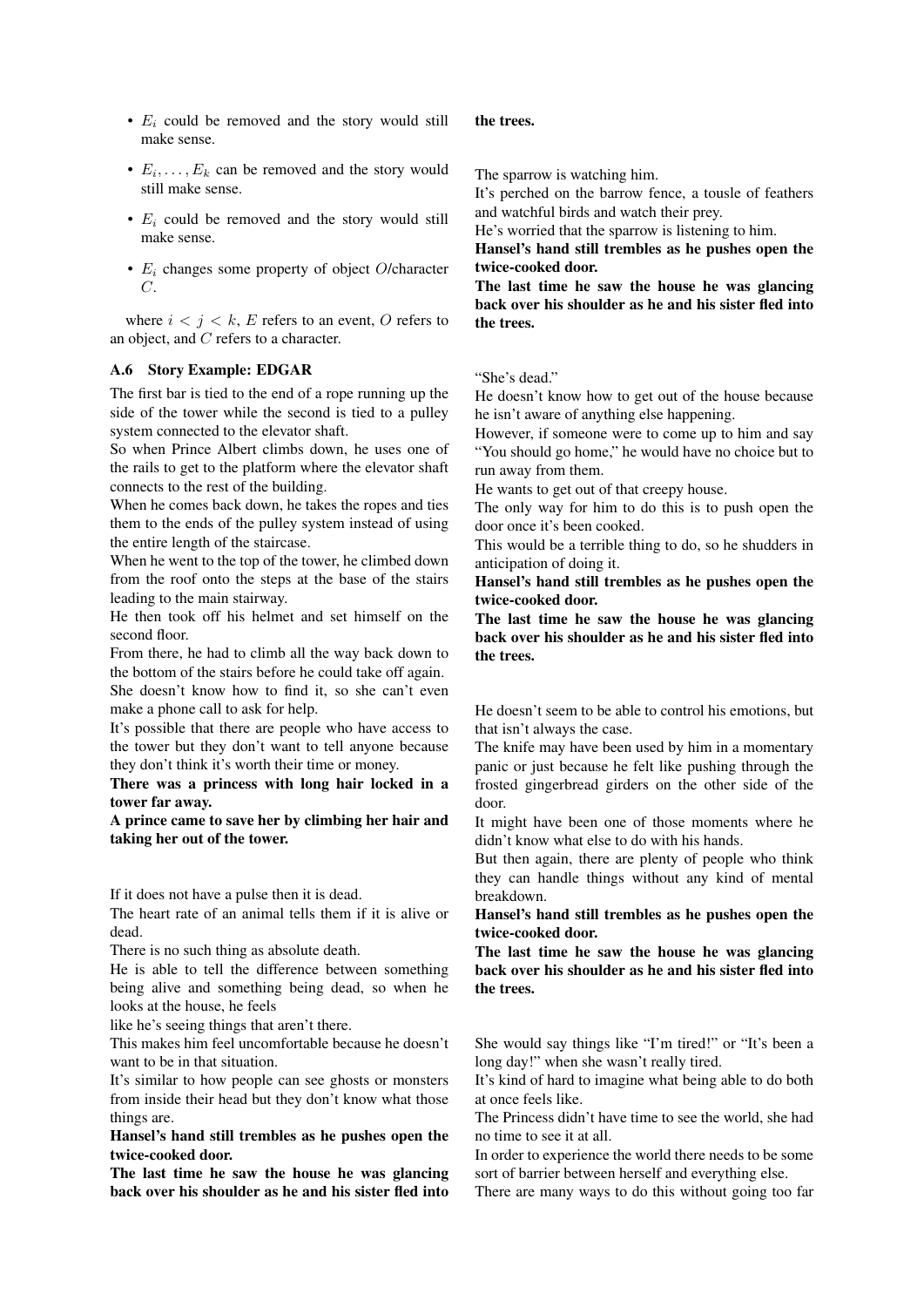- $E_i$ could be removed and the story would still make sense.
- $E_i, \ldots, E_k$ can be removed and the story would still make sense.
- $E_i$ could be removed and the story would still make sense.
- $E_i$ changes some property of object $O$/character $C$.

where $i < j < k$, $E$ refers to an event, $O$ refers to an object, and $C$ refers to a character.

### A.6 Story Example: EDGAR

The first bar is tied to the end of a rope running up the side of the tower while the second is tied to a pulley system connected to the elevator shaft.
So when Prince Albert climbs down, he uses one of the rails to get to the platform where the elevator shaft connects to the rest of the building.
When he comes back down, he takes the ropes and ties them to the ends of the pulley system instead of using the entire length of the staircase.
When he went to the top of the tower, he climbed down from the roof onto the steps at the base of the stairs leading to the main stairway.
He then took off his helmet and set himself on the second floor.
From there, he had to climb all the way back down to the bottom of the stairs before he could take off again.
She doesn't know how to find it, so she can't even make a phone call to ask for help.
It's possible that there are people who have access to the tower but they don't want to tell anyone because they don't think it's worth their time or money.
**There was a princess with long hair locked in a tower far away.**
**A prince came to save her by climbing her hair and taking her out of the tower.**

If it does not have a pulse then it is dead.
The heart rate of an animal tells them if it is alive or dead.
There is no such thing as absolute death.
He is able to tell the difference between something being alive and something being dead, so when he looks at the house, he feels
like he's seeing things that aren't there.
This makes him feel uncomfortable because he doesn't want to be in that situation.
It's similar to how people can see ghosts or monsters from inside their head but they don't know what those things are.
**Hansel's hand still trembles as he pushes open the twice-cooked door.**
**The last time he saw the house he was glancing back over his shoulder as he and his sister fled into the trees.**

The sparrow is watching him.
It's perched on the barrow fence, a tousle of feathers and watchful birds and watch their prey.
He's worried that the sparrow is listening to him.
**Hansel's hand still trembles as he pushes open the twice-cooked door.**
**The last time he saw the house he was glancing back over his shoulder as he and his sister fled into the trees.**

"She's dead."
He doesn't know how to get out of the house because he isn't aware of anything else happening.
However, if someone were to come up to him and say "You should go home," he would have no choice but to run away from them.
He wants to get out of that creepy house.
The only way for him to do this is to push open the door once it's been cooked.
This would be a terrible thing to do, so he shudders in anticipation of doing it.
**Hansel's hand still trembles as he pushes open the twice-cooked door.**
**The last time he saw the house he was glancing back over his shoulder as he and his sister fled into the trees.**

He doesn't seem to be able to control his emotions, but that isn't always the case.
The knife may have been used by him in a momentary panic or just because he felt like pushing through the frosted gingerbread girders on the other side of the door.
It might have been one of those moments where he didn't know what else to do with his hands.
But then again, there are plenty of people who think they can handle things without any kind of mental breakdown.
**Hansel's hand still trembles as he pushes open the twice-cooked door.**
**The last time he saw the house he was glancing back over his shoulder as he and his sister fled into the trees.**

She would say things like "I'm tired!" or "It's been a long day!" when she wasn't really tired.
It's kind of hard to imagine what being able to do both at once feels like.
The Princess didn't have time to see the world, she had no time to see it at all.
In order to experience the world there needs to be some sort of barrier between herself and everything else.
There are many ways to do this without going too far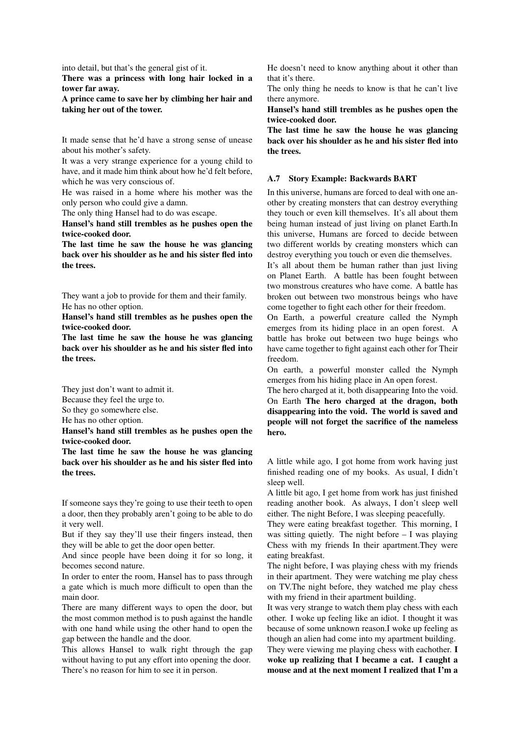into detail, but that's the general gist of it.
**There was a princess with long hair locked in a tower far away.**
**A prince came to save her by climbing her hair and taking her out of the tower.**

It made sense that he'd have a strong sense of unease about his mother's safety.
It was a very strange experience for a young child to have, and it made him think about how he'd felt before, which he was very conscious of.
He was raised in a home where his mother was the only person who could give a damn.
The only thing Hansel had to do was escape.
**Hansel's hand still trembles as he pushes open the twice-cooked door.**
**The last time he saw the house he was glancing back over his shoulder as he and his sister fled into the trees.**

They want a job to provide for them and their family.
He has no other option.
**Hansel's hand still trembles as he pushes open the twice-cooked door.**
**The last time he saw the house he was glancing back over his shoulder as he and his sister fled into the trees.**

They just don't want to admit it.
Because they feel the urge to.
So they go somewhere else.
He has no other option.
**Hansel's hand still trembles as he pushes open the twice-cooked door.**
**The last time he saw the house he was glancing back over his shoulder as he and his sister fled into the trees.**

If someone says they're going to use their teeth to open a door, then they probably aren't going to be able to do it very well.
But if they say they'll use their fingers instead, then they will be able to get the door open better.
And since people have been doing it for so long, it becomes second nature.
In order to enter the room, Hansel has to pass through a gate which is much more difficult to open than the main door.
There are many different ways to open the door, but the most common method is to push against the handle with one hand while using the other hand to open the gap between the handle and the door.
This allows Hansel to walk right through the gap without having to put any effort into opening the door.
There's no reason for him to see it in person.
He doesn't need to know anything about it other than that it's there.
The only thing he needs to know is that he can't live there anymore.
**Hansel's hand still trembles as he pushes open the twice-cooked door.**
**The last time he saw the house he was glancing back over his shoulder as he and his sister fled into the trees.**

### A.7 Story Example: Backwards BART

In this universe, humans are forced to deal with one another by creating monsters that can destroy everything they touch or even kill themselves. It's all about them being human instead of just living on planet Earth.In this universe, Humans are forced to decide between two different worlds by creating monsters which can destroy everything you touch or even die themselves.
It's all about them be human rather than just living on Planet Earth. A battle has been fought between two monstrous creatures who have come. A battle has broken out between two monstrous beings who have come together to fight each other for their freedom.
On Earth, a powerful creature called the Nymph emerges from its hiding place in an open forest. A battle has broke out between two huge beings who have came together to fight against each other for Their freedom.
On earth, a powerful monster called the Nymph emerges from his hiding place in An open forest.
The hero charged at it, both disappearing Into the void.
On Earth **The hero charged at the dragon, both disappearing into the void. The world is saved and people will not forget the sacrifice of the nameless hero.**

A little while ago, I got home from work having just finished reading one of my books. As usual, I didn't sleep well.
A little bit ago, I get home from work has just finished reading another book. As always, I don't sleep well either. The night Before, I was sleeping peacefully.
They were eating breakfast together. This morning, I was sitting quietly. The night before – I was playing Chess with my friends In their apartment.They were eating breakfast.
The night before, I was playing chess with my friends in their apartment. They were watching me play chess on TV.The night before, they watched me play chess with my friend in their apartment building.
It was very strange to watch them play chess with each other. I woke up feeling like an idiot. I thought it was because of some unknown reason.I woke up feeling as though an alien had come into my apartment building.
They were viewing me playing chess with eachother. **I woke up realizing that I became a cat. I caught a mouse and at the next moment I realized that I'm a**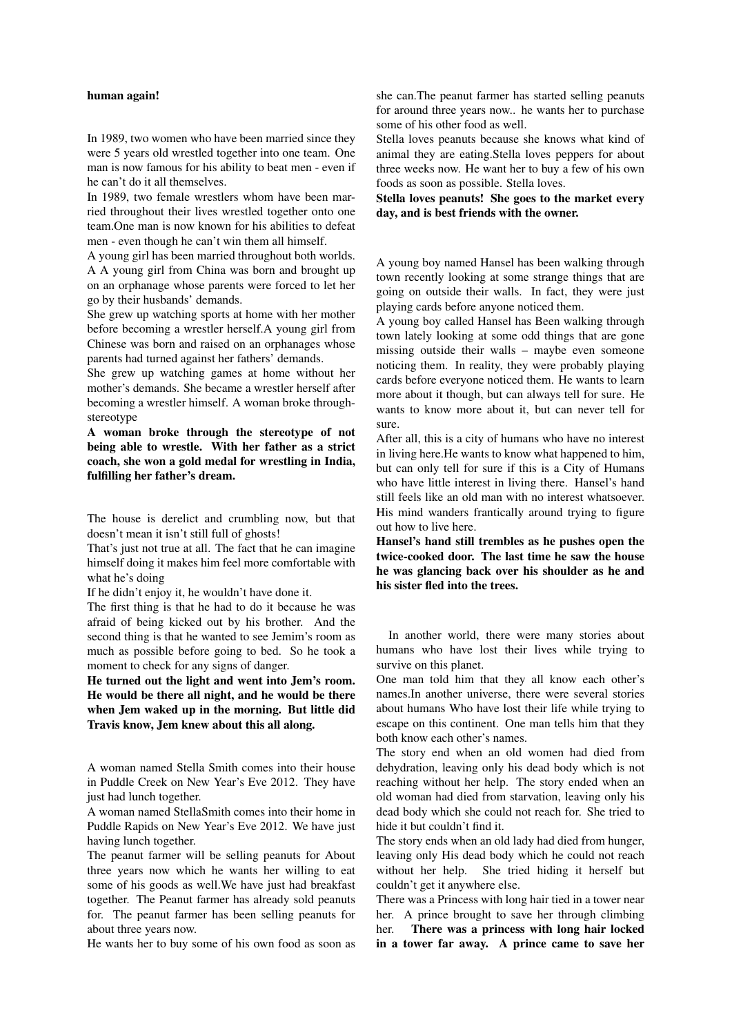**human again!**

In 1989, two women who have been married since they were 5 years old wrestled together into one team. One man is now famous for his ability to beat men - even if he can't do it all themselves.

In 1989, two female wrestlers whom have been married throughout their lives wrestled together onto one team.One man is now known for his abilities to defeat men - even though he can't win them all himself.

A young girl has been married throughout both worlds. A A young girl from China was born and brought up on an orphanage whose parents were forced to let her go by their husbands' demands.

She grew up watching sports at home with her mother before becoming a wrestler herself.A young girl from Chinese was born and raised on an orphanages whose parents had turned against her fathers' demands.

She grew up watching games at home without her mother's demands. She became a wrestler herself after becoming a wrestler himself. A woman broke throughstereotype

**A woman broke through the stereotype of not being able to wrestle. With her father as a strict coach, she won a gold medal for wrestling in India, fulfilling her father's dream.**

The house is derelict and crumbling now, but that doesn't mean it isn't still full of ghosts!

That's just not true at all. The fact that he can imagine himself doing it makes him feel more comfortable with what he's doing

If he didn't enjoy it, he wouldn't have done it.

The first thing is that he had to do it because he was afraid of being kicked out by his brother. And the second thing is that he wanted to see Jemim's room as much as possible before going to bed. So he took a moment to check for any signs of danger.

**He turned out the light and went into Jem's room. He would be there all night, and he would be there when Jem waked up in the morning. But little did Travis know, Jem knew about this all along.**

A woman named Stella Smith comes into their house in Puddle Creek on New Year's Eve 2012. They have just had lunch together.

A woman named StellaSmith comes into their home in Puddle Rapids on New Year's Eve 2012. We have just having lunch together.

The peanut farmer will be selling peanuts for About three years now which he wants her willing to eat some of his goods as well.We have just had breakfast together. The Peanut farmer has already sold peanuts for. The peanut farmer has been selling peanuts for about three years now.

He wants her to buy some of his own food as soon as she can.The peanut farmer has started selling peanuts for around three years now.. he wants her to purchase some of his other food as well.

Stella loves peanuts because she knows what kind of animal they are eating.Stella loves peppers for about three weeks now. He want her to buy a few of his own foods as soon as possible. Stella loves.

**Stella loves peanuts! She goes to the market every day, and is best friends with the owner.**

A young boy named Hansel has been walking through town recently looking at some strange things that are going on outside their walls. In fact, they were just playing cards before anyone noticed them.

A young boy called Hansel has Been walking through town lately looking at some odd things that are gone missing outside their walls – maybe even someone noticing them. In reality, they were probably playing cards before everyone noticed them. He wants to learn more about it though, but can always tell for sure. He wants to know more about it, but can never tell for sure.

After all, this is a city of humans who have no interest in living here.He wants to know what happened to him, but can only tell for sure if this is a City of Humans who have little interest in living there. Hansel's hand still feels like an old man with no interest whatsoever. His mind wanders frantically around trying to figure out how to live here.

**Hansel's hand still trembles as he pushes open the twice-cooked door. The last time he saw the house he was glancing back over his shoulder as he and his sister fled into the trees.**

In another world, there were many stories about humans who have lost their lives while trying to survive on this planet.

One man told him that they all know each other's names.In another universe, there were several stories about humans Who have lost their life while trying to escape on this continent. One man tells him that they both know each other's names.

The story end when an old women had died from dehydration, leaving only his dead body which is not reaching without her help. The story ended when an old woman had died from starvation, leaving only his dead body which she could not reach for. She tried to hide it but couldn't find it.

The story ends when an old lady had died from hunger, leaving only His dead body which he could not reach without her help. She tried hiding it herself but couldn't get it anywhere else.

There was a Princess with long hair tied in a tower near her. A prince brought to save her through climbing her. **There was a princess with long hair locked in a tower far away. A prince came to save her**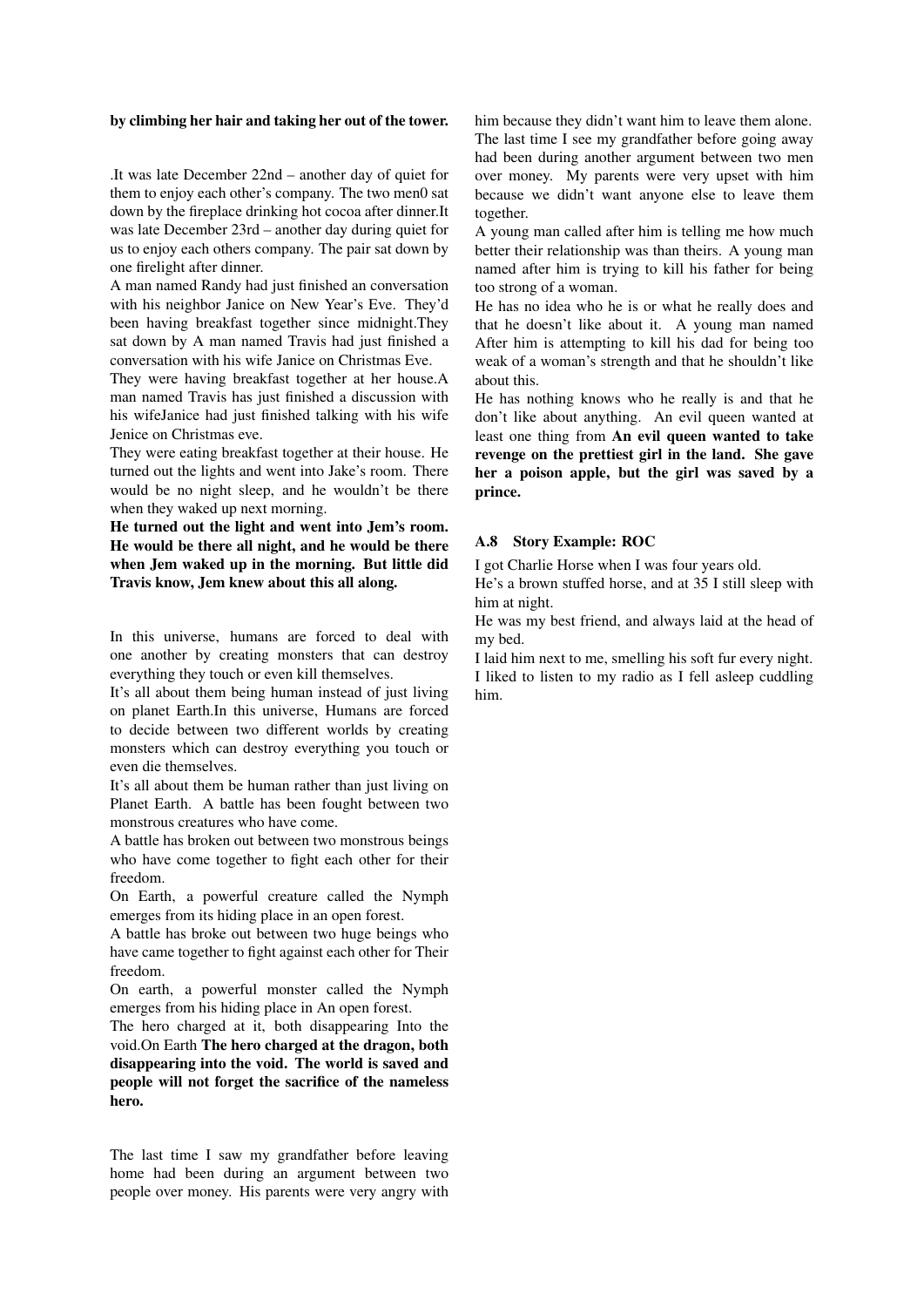**by climbing her hair and taking her out of the tower.**

.It was late December 22nd – another day of quiet for them to enjoy each other's company. The two men0 sat down by the fireplace drinking hot cocoa after dinner.It was late December 23rd – another day during quiet for us to enjoy each others company. The pair sat down by one firelight after dinner.

A man named Randy had just finished an conversation with his neighbor Janice on New Year's Eve. They'd been having breakfast together since midnight.They sat down by A man named Travis had just finished a conversation with his wife Janice on Christmas Eve.

They were having breakfast together at her house.A man named Travis has just finished a discussion with his wifeJanice had just finished talking with his wife Jenice on Christmas eve.

They were eating breakfast together at their house. He turned out the lights and went into Jake's room. There would be no night sleep, and he wouldn't be there when they waked up next morning.

**He turned out the light and went into Jem's room. He would be there all night, and he would be there when Jem waked up in the morning. But little did Travis know, Jem knew about this all along.**

In this universe, humans are forced to deal with one another by creating monsters that can destroy everything they touch or even kill themselves.

It's all about them being human instead of just living on planet Earth.In this universe, Humans are forced to decide between two different worlds by creating monsters which can destroy everything you touch or even die themselves.

It's all about them be human rather than just living on Planet Earth. A battle has been fought between two monstrous creatures who have come.

A battle has broken out between two monstrous beings who have come together to fight each other for their freedom.

On Earth, a powerful creature called the Nymph emerges from its hiding place in an open forest.

A battle has broke out between two huge beings who have came together to fight against each other for Their freedom.

On earth, a powerful monster called the Nymph emerges from his hiding place in An open forest.

The hero charged at it, both disappearing Into the void.On Earth **The hero charged at the dragon, both disappearing into the void. The world is saved and people will not forget the sacrifice of the nameless hero.**

The last time I saw my grandfather before leaving home had been during an argument between two people over money. His parents were very angry with him because they didn't want him to leave them alone. The last time I see my grandfather before going away had been during another argument between two men over money. My parents were very upset with him because we didn't want anyone else to leave them together.

A young man called after him is telling me how much better their relationship was than theirs. A young man named after him is trying to kill his father for being too strong of a woman.

He has no idea who he is or what he really does and that he doesn't like about it. A young man named After him is attempting to kill his dad for being too weak of a woman's strength and that he shouldn't like about this.

He has nothing knows who he really is and that he don't like about anything. An evil queen wanted at least one thing from **An evil queen wanted to take revenge on the prettiest girl in the land. She gave her a poison apple, but the girl was saved by a prince.**

### A.8 Story Example: ROC

I got Charlie Horse when I was four years old.

He's a brown stuffed horse, and at 35 I still sleep with him at night.

He was my best friend, and always laid at the head of my bed.

I laid him next to me, smelling his soft fur every night.

I liked to listen to my radio as I fell asleep cuddling him.